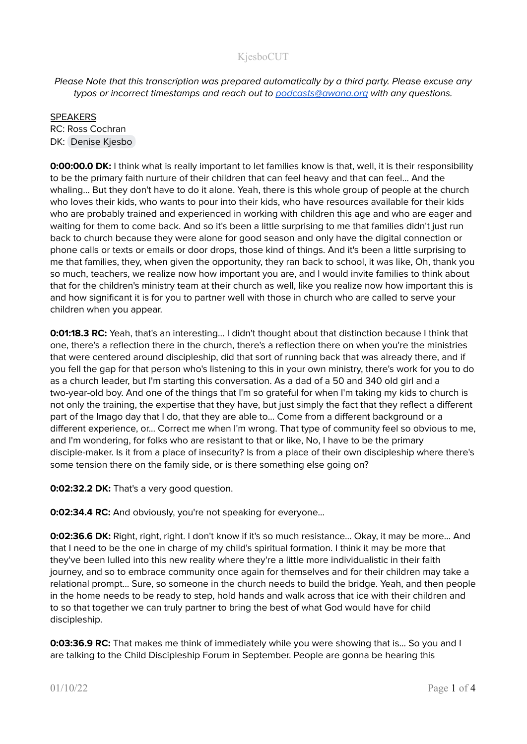# KjesboCUT

*Please Note that this transcription was prepared automatically by a third party. Please excuse any typos or incorrect timestamps and reach out to [podcasts@awana.org](mailto:podcasts@awana.org) with any questions.*

<u>SPEAKERS</u>
RC: Ross Cochran
DK: Denise Kjesbo

**0:00:00.0 DK:** I think what is really important to let families know is that, well, it is their responsibility to be the primary faith nurture of their children that can feel heavy and that can feel... And the whaling... But they don't have to do it alone. Yeah, there is this whole group of people at the church who loves their kids, who wants to pour into their kids, who have resources available for their kids who are probably trained and experienced in working with children this age and who are eager and waiting for them to come back. And so it's been a little surprising to me that families didn't just run back to church because they were alone for good season and only have the digital connection or phone calls or texts or emails or door drops, those kind of things. And it's been a little surprising to me that families, they, when given the opportunity, they ran back to school, it was like, Oh, thank you so much, teachers, we realize now how important you are, and I would invite families to think about that for the children's ministry team at their church as well, like you realize now how important this is and how significant it is for you to partner well with those in church who are called to serve your children when you appear.

**0:01:18.3 RC:** Yeah, that's an interesting... I didn't thought about that distinction because I think that one, there's a reflection there in the church, there's a reflection there on when you're the ministries that were centered around discipleship, did that sort of running back that was already there, and if you fell the gap for that person who's listening to this in your own ministry, there's work for you to do as a church leader, but I'm starting this conversation. As a dad of a 50 and 340 old girl and a two-year-old boy. And one of the things that I'm so grateful for when I'm taking my kids to church is not only the training, the expertise that they have, but just simply the fact that they reflect a different part of the Imago day that I do, that they are able to... Come from a different background or a different experience, or... Correct me when I'm wrong. That type of community feel so obvious to me, and I'm wondering, for folks who are resistant to that or like, No, I have to be the primary disciple-maker. Is it from a place of insecurity? Is from a place of their own discipleship where there's some tension there on the family side, or is there something else going on?

**0:02:32.2 DK:** That's a very good question.

**0:02:34.4 RC:** And obviously, you're not speaking for everyone...

**0:02:36.6 DK:** Right, right, right. I don't know if it's so much resistance... Okay, it may be more... And that I need to be the one in charge of my child's spiritual formation. I think it may be more that they've been lulled into this new reality where they're a little more individualistic in their faith journey, and so to embrace community once again for themselves and for their children may take a relational prompt... Sure, so someone in the church needs to build the bridge. Yeah, and then people in the home needs to be ready to step, hold hands and walk across that ice with their children and to so that together we can truly partner to bring the best of what God would have for child discipleship.

**0:03:36.9 RC:** That makes me think of immediately while you were showing that is... So you and I are talking to the Child Discipleship Forum in September. People are gonna be hearing this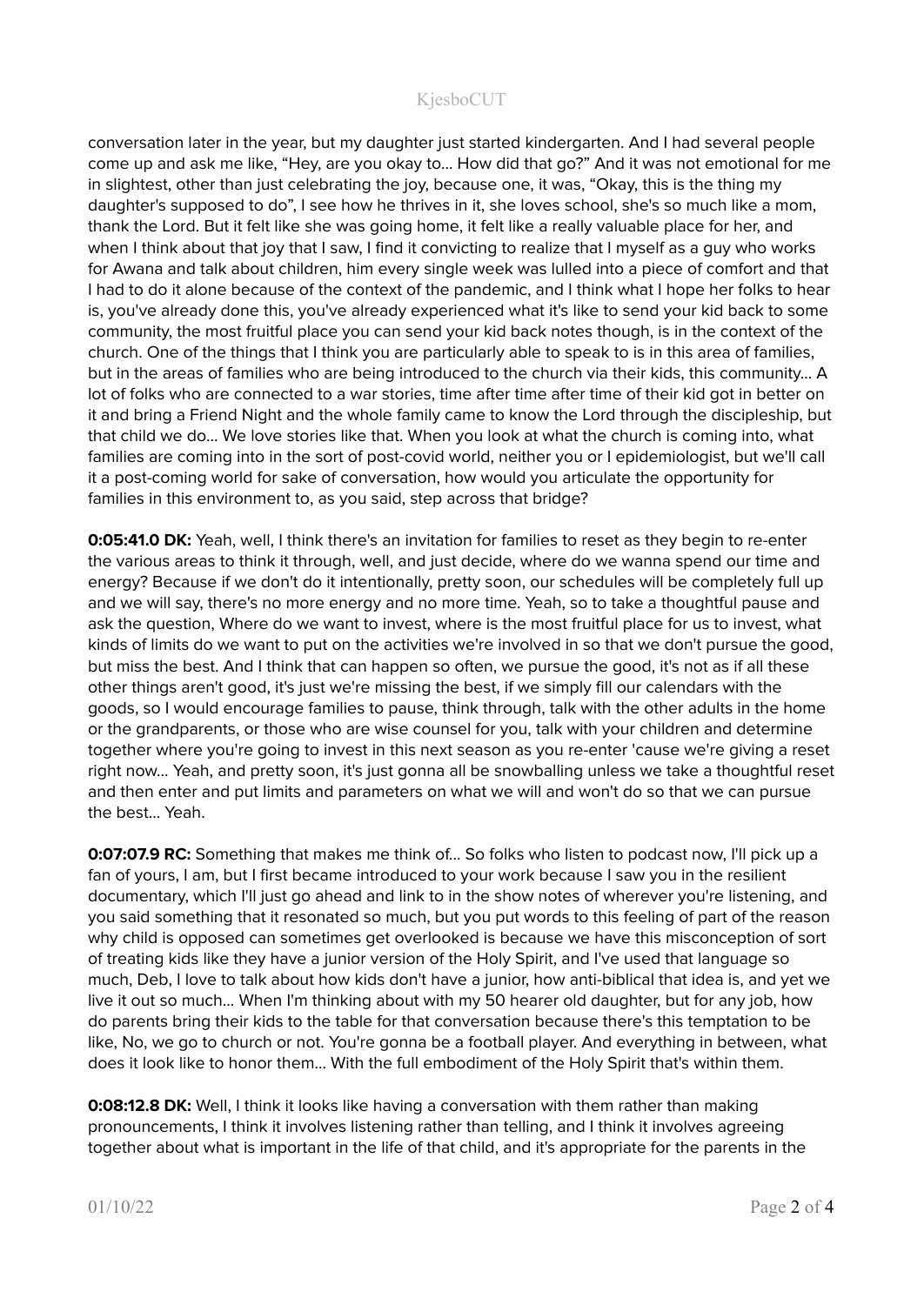conversation later in the year, but my daughter just started kindergarten. And I had several people come up and ask me like, "Hey, are you okay to... How did that go?" And it was not emotional for me in slightest, other than just celebrating the joy, because one, it was, "Okay, this is the thing my daughter's supposed to do", I see how he thrives in it, she loves school, she's so much like a mom, thank the Lord. But it felt like she was going home, it felt like a really valuable place for her, and when I think about that joy that I saw, I find it convicting to realize that I myself as a guy who works for Awana and talk about children, him every single week was lulled into a piece of comfort and that I had to do it alone because of the context of the pandemic, and I think what I hope her folks to hear is, you've already done this, you've already experienced what it's like to send your kid back to some community, the most fruitful place you can send your kid back notes though, is in the context of the church. One of the things that I think you are particularly able to speak to is in this area of families, but in the areas of families who are being introduced to the church via their kids, this community... A lot of folks who are connected to a war stories, time after time after time of their kid got in better on it and bring a Friend Night and the whole family came to know the Lord through the discipleship, but that child we do... We love stories like that. When you look at what the church is coming into, what families are coming into in the sort of post-covid world, neither you or I epidemiologist, but we'll call it a post-coming world for sake of conversation, how would you articulate the opportunity for families in this environment to, as you said, step across that bridge?

**0:05:41.0 DK:** Yeah, well, I think there's an invitation for families to reset as they begin to re-enter the various areas to think it through, well, and just decide, where do we wanna spend our time and energy? Because if we don't do it intentionally, pretty soon, our schedules will be completely full up and we will say, there's no more energy and no more time. Yeah, so to take a thoughtful pause and ask the question, Where do we want to invest, where is the most fruitful place for us to invest, what kinds of limits do we want to put on the activities we're involved in so that we don't pursue the good, but miss the best. And I think that can happen so often, we pursue the good, it's not as if all these other things aren't good, it's just we're missing the best, if we simply fill our calendars with the goods, so I would encourage families to pause, think through, talk with the other adults in the home or the grandparents, or those who are wise counsel for you, talk with your children and determine together where you're going to invest in this next season as you re-enter 'cause we're giving a reset right now... Yeah, and pretty soon, it's just gonna all be snowballing unless we take a thoughtful reset and then enter and put limits and parameters on what we will and won't do so that we can pursue the best... Yeah.

**0:07:07.9 RC:** Something that makes me think of... So folks who listen to podcast now, I'll pick up a fan of yours, I am, but I first became introduced to your work because I saw you in the resilient documentary, which I'll just go ahead and link to in the show notes of wherever you're listening, and you said something that it resonated so much, but you put words to this feeling of part of the reason why child is opposed can sometimes get overlooked is because we have this misconception of sort of treating kids like they have a junior version of the Holy Spirit, and I've used that language so much, Deb, I love to talk about how kids don't have a junior, how anti-biblical that idea is, and yet we live it out so much... When I'm thinking about with my 50 hearer old daughter, but for any job, how do parents bring their kids to the table for that conversation because there's this temptation to be like, No, we go to church or not. You're gonna be a football player. And everything in between, what does it look like to honor them... With the full embodiment of the Holy Spirit that's within them.

**0:08:12.8 DK:** Well, I think it looks like having a conversation with them rather than making pronouncements, I think it involves listening rather than telling, and I think it involves agreeing together about what is important in the life of that child, and it's appropriate for the parents in the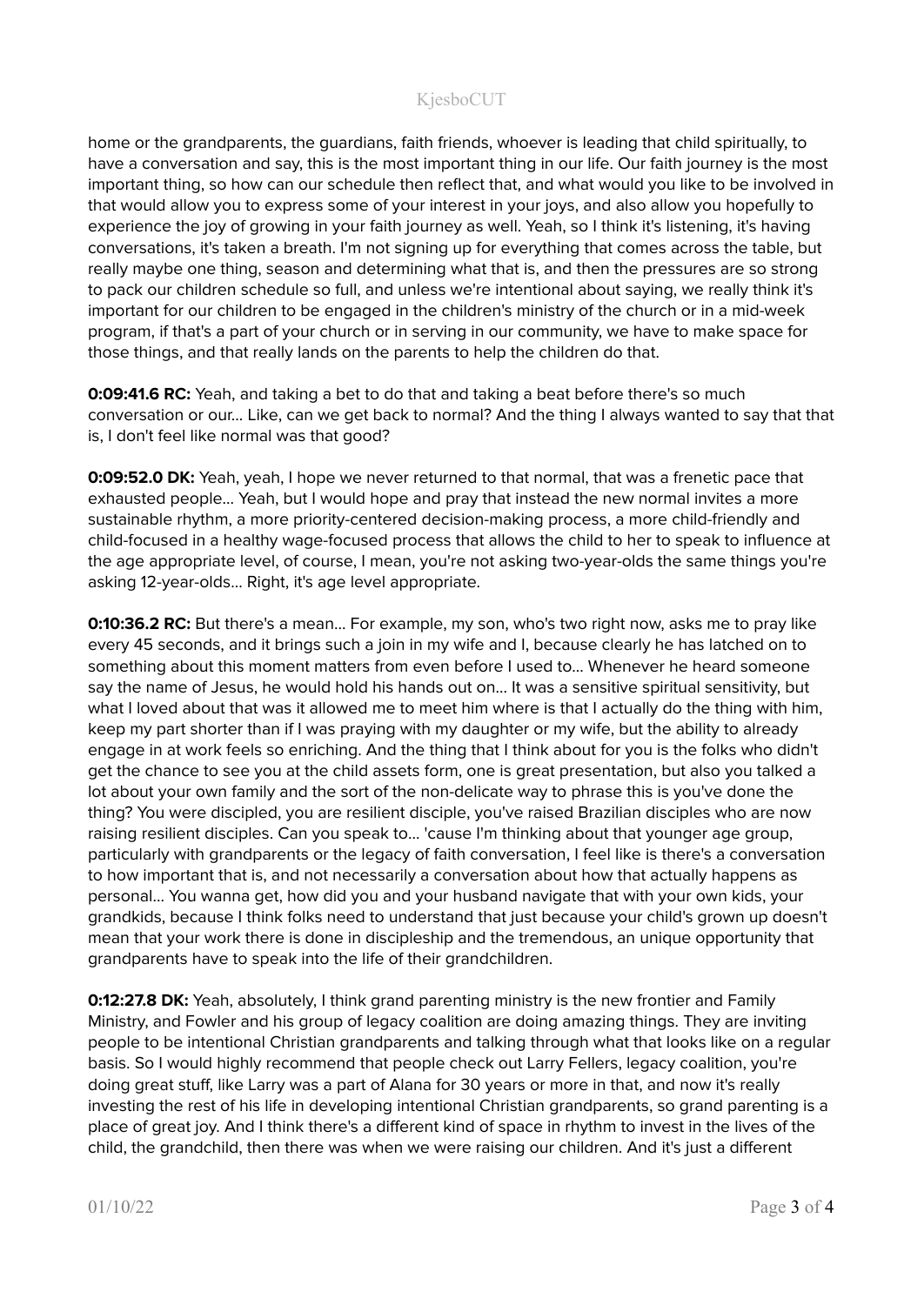home or the grandparents, the guardians, faith friends, whoever is leading that child spiritually, to have a conversation and say, this is the most important thing in our life. Our faith journey is the most important thing, so how can our schedule then reflect that, and what would you like to be involved in that would allow you to express some of your interest in your joys, and also allow you hopefully to experience the joy of growing in your faith journey as well. Yeah, so I think it's listening, it's having conversations, it's taken a breath. I'm not signing up for everything that comes across the table, but really maybe one thing, season and determining what that is, and then the pressures are so strong to pack our children schedule so full, and unless we're intentional about saying, we really think it's important for our children to be engaged in the children's ministry of the church or in a mid-week program, if that's a part of your church or in serving in our community, we have to make space for those things, and that really lands on the parents to help the children do that.

**0:09:41.6 RC:** Yeah, and taking a bet to do that and taking a beat before there's so much conversation or our... Like, can we get back to normal? And the thing I always wanted to say that that is, I don't feel like normal was that good?

**0:09:52.0 DK:** Yeah, yeah, I hope we never returned to that normal, that was a frenetic pace that exhausted people... Yeah, but I would hope and pray that instead the new normal invites a more sustainable rhythm, a more priority-centered decision-making process, a more child-friendly and child-focused in a healthy wage-focused process that allows the child to her to speak to influence at the age appropriate level, of course, I mean, you're not asking two-year-olds the same things you're asking 12-year-olds... Right, it's age level appropriate.

**0:10:36.2 RC:** But there's a mean... For example, my son, who's two right now, asks me to pray like every 45 seconds, and it brings such a join in my wife and I, because clearly he has latched on to something about this moment matters from even before I used to... Whenever he heard someone say the name of Jesus, he would hold his hands out on... It was a sensitive spiritual sensitivity, but what I loved about that was it allowed me to meet him where is that I actually do the thing with him, keep my part shorter than if I was praying with my daughter or my wife, but the ability to already engage in at work feels so enriching. And the thing that I think about for you is the folks who didn't get the chance to see you at the child assets form, one is great presentation, but also you talked a lot about your own family and the sort of the non-delicate way to phrase this is you've done the thing? You were discipled, you are resilient disciple, you've raised Brazilian disciples who are now raising resilient disciples. Can you speak to... 'cause I'm thinking about that younger age group, particularly with grandparents or the legacy of faith conversation, I feel like is there's a conversation to how important that is, and not necessarily a conversation about how that actually happens as personal... You wanna get, how did you and your husband navigate that with your own kids, your grandkids, because I think folks need to understand that just because your child's grown up doesn't mean that your work there is done in discipleship and the tremendous, an unique opportunity that grandparents have to speak into the life of their grandchildren.

**0:12:27.8 DK:** Yeah, absolutely, I think grand parenting ministry is the new frontier and Family Ministry, and Fowler and his group of legacy coalition are doing amazing things. They are inviting people to be intentional Christian grandparents and talking through what that looks like on a regular basis. So I would highly recommend that people check out Larry Fellers, legacy coalition, you're doing great stuff, like Larry was a part of Alana for 30 years or more in that, and now it's really investing the rest of his life in developing intentional Christian grandparents, so grand parenting is a place of great joy. And I think there's a different kind of space in rhythm to invest in the lives of the child, the grandchild, then there was when we were raising our children. And it's just a different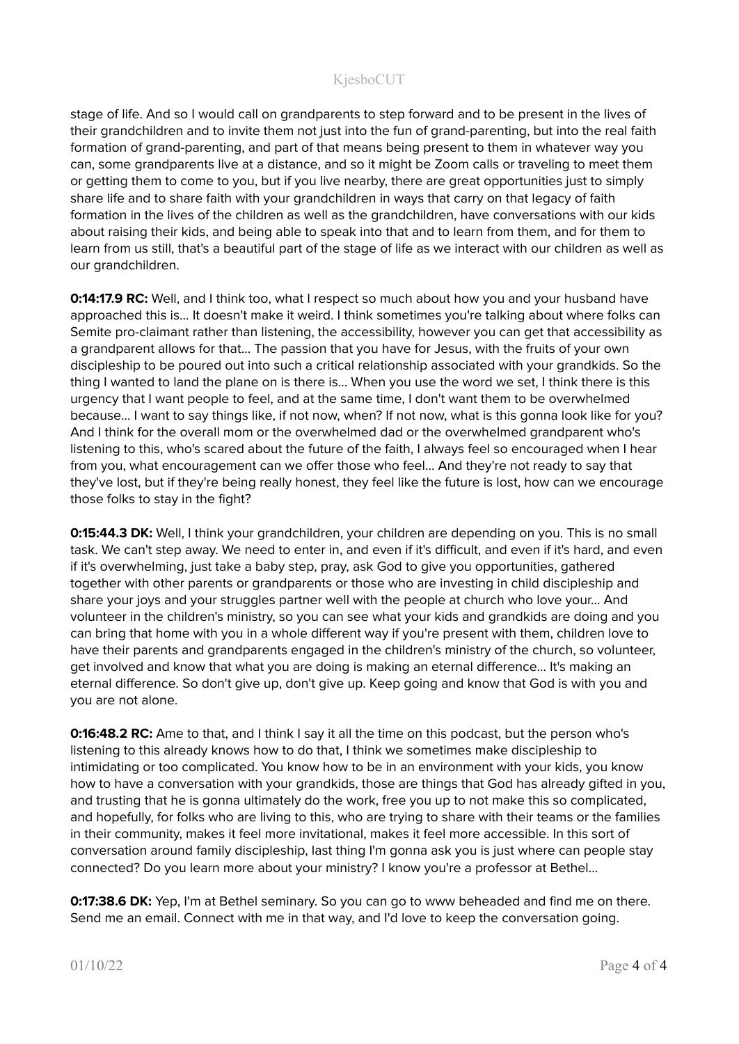stage of life. And so I would call on grandparents to step forward and to be present in the lives of their grandchildren and to invite them not just into the fun of grand-parenting, but into the real faith formation of grand-parenting, and part of that means being present to them in whatever way you can, some grandparents live at a distance, and so it might be Zoom calls or traveling to meet them or getting them to come to you, but if you live nearby, there are great opportunities just to simply share life and to share faith with your grandchildren in ways that carry on that legacy of faith formation in the lives of the children as well as the grandchildren, have conversations with our kids about raising their kids, and being able to speak into that and to learn from them, and for them to learn from us still, that's a beautiful part of the stage of life as we interact with our children as well as our grandchildren.

**0:14:17.9 RC:** Well, and I think too, what I respect so much about how you and your husband have approached this is... It doesn't make it weird. I think sometimes you're talking about where folks can Semite pro-claimant rather than listening, the accessibility, however you can get that accessibility as a grandparent allows for that... The passion that you have for Jesus, with the fruits of your own discipleship to be poured out into such a critical relationship associated with your grandkids. So the thing I wanted to land the plane on is there is... When you use the word we set, I think there is this urgency that I want people to feel, and at the same time, I don't want them to be overwhelmed because... I want to say things like, if not now, when? If not now, what is this gonna look like for you? And I think for the overall mom or the overwhelmed dad or the overwhelmed grandparent who's listening to this, who's scared about the future of the faith, I always feel so encouraged when I hear from you, what encouragement can we offer those who feel... And they're not ready to say that they've lost, but if they're being really honest, they feel like the future is lost, how can we encourage those folks to stay in the fight?

**0:15:44.3 DK:** Well, I think your grandchildren, your children are depending on you. This is no small task. We can't step away. We need to enter in, and even if it's difficult, and even if it's hard, and even if it's overwhelming, just take a baby step, pray, ask God to give you opportunities, gathered together with other parents or grandparents or those who are investing in child discipleship and share your joys and your struggles partner well with the people at church who love your... And volunteer in the children's ministry, so you can see what your kids and grandkids are doing and you can bring that home with you in a whole different way if you're present with them, children love to have their parents and grandparents engaged in the children's ministry of the church, so volunteer, get involved and know that what you are doing is making an eternal difference... It's making an eternal difference. So don't give up, don't give up. Keep going and know that God is with you and you are not alone.

**0:16:48.2 RC:** Ame to that, and I think I say it all the time on this podcast, but the person who's listening to this already knows how to do that, I think we sometimes make discipleship to intimidating or too complicated. You know how to be in an environment with your kids, you know how to have a conversation with your grandkids, those are things that God has already gifted in you, and trusting that he is gonna ultimately do the work, free you up to not make this so complicated, and hopefully, for folks who are living to this, who are trying to share with their teams or the families in their community, makes it feel more invitational, makes it feel more accessible. In this sort of conversation around family discipleship, last thing I'm gonna ask you is just where can people stay connected? Do you learn more about your ministry? I know you're a professor at Bethel...

**0:17:38.6 DK:** Yep, I'm at Bethel seminary. So you can go to www beheaded and find me on there. Send me an email. Connect with me in that way, and I'd love to keep the conversation going.